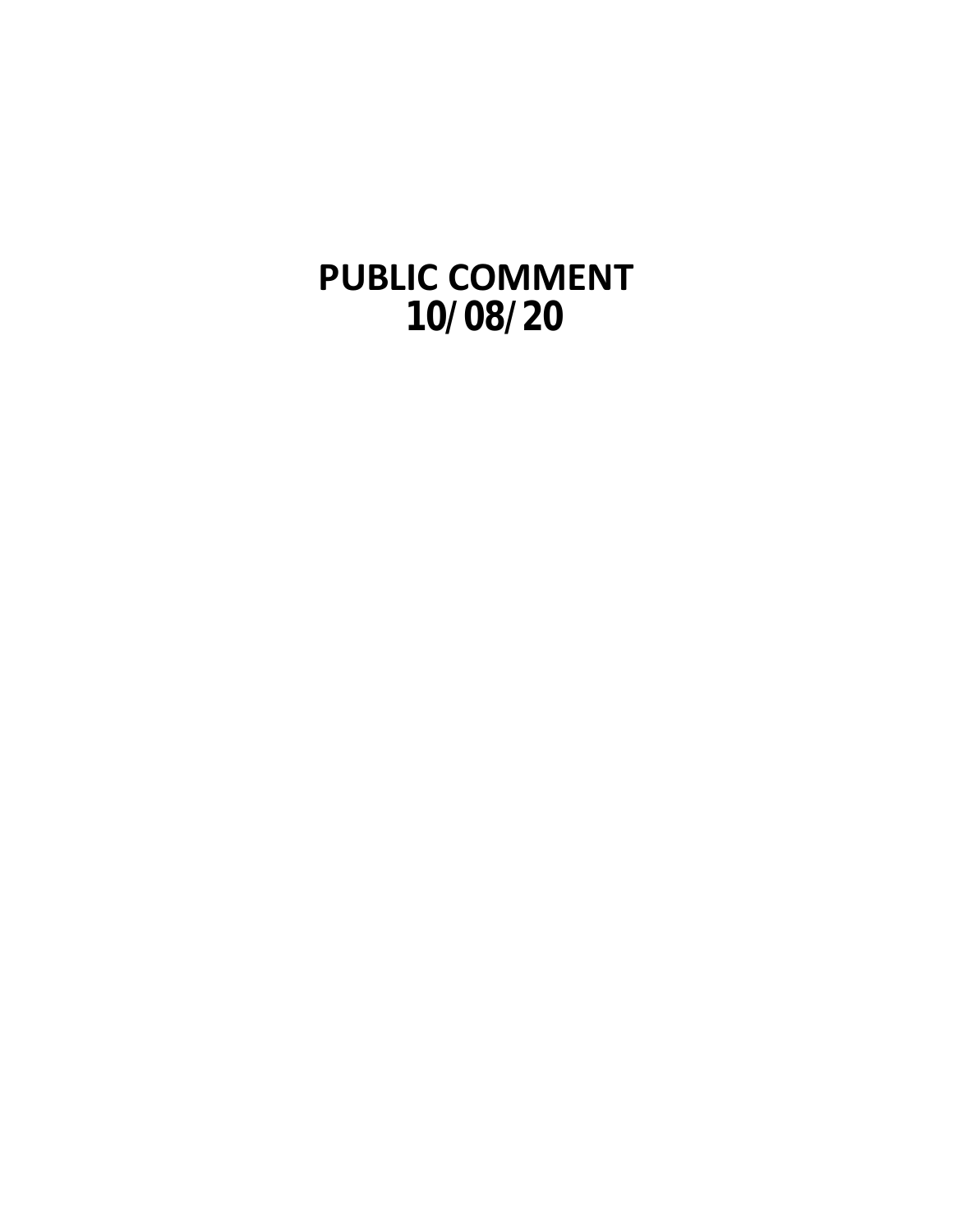# PUBLIC COMMENT
# 10/08/20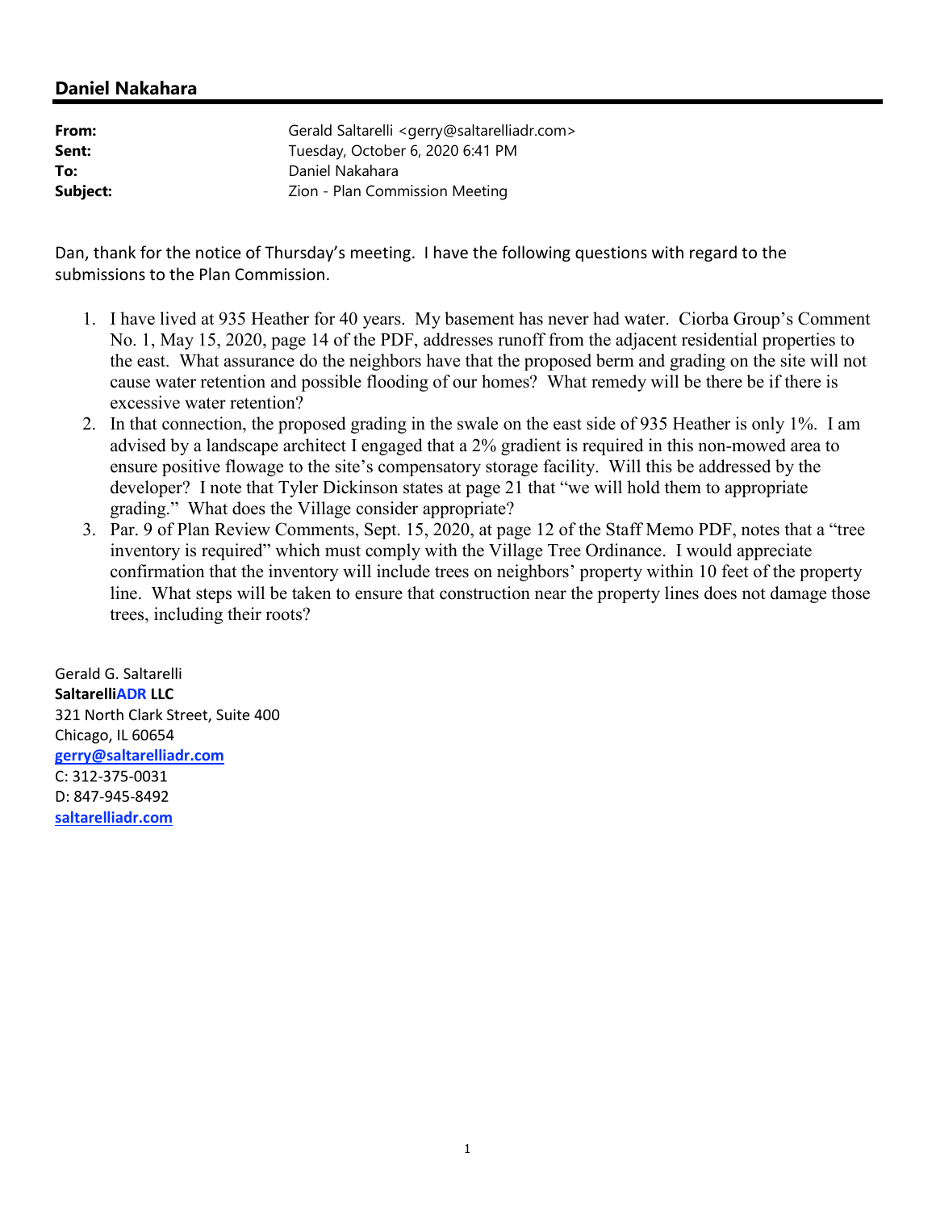## Daniel Nakahara

| | |
|---|---|
| **From:** | Gerald Saltarelli <gerry@saltarelliadr.com> |
| **Sent:** | Tuesday, October 6, 2020 6:41 PM |
| **To:** | Daniel Nakahara |
| **Subject:** | Zion - Plan Commission Meeting |

Dan, thank for the notice of Thursday's meeting. I have the following questions with regard to the submissions to the Plan Commission.

1. I have lived at 935 Heather for 40 years. My basement has never had water. Ciorba Group's Comment No. 1, May 15, 2020, page 14 of the PDF, addresses runoff from the adjacent residential properties to the east. What assurance do the neighbors have that the proposed berm and grading on the site will not cause water retention and possible flooding of our homes? What remedy will be there be if there is excessive water retention?
2. In that connection, the proposed grading in the swale on the east side of 935 Heather is only 1%. I am advised by a landscape architect I engaged that a 2% gradient is required in this non-mowed area to ensure positive flowage to the site's compensatory storage facility. Will this be addressed by the developer? I note that Tyler Dickinson states at page 21 that "we will hold them to appropriate grading." What does the Village consider appropriate?
3. Par. 9 of Plan Review Comments, Sept. 15, 2020, at page 12 of the Staff Memo PDF, notes that a "tree inventory is required" which must comply with the Village Tree Ordinance. I would appreciate confirmation that the inventory will include trees on neighbors' property within 10 feet of the property line. What steps will be taken to ensure that construction near the property lines does not damage those trees, including their roots?

Gerald G. Saltarelli
**SaltarelliADR LLC**
321 North Clark Street, Suite 400
Chicago, IL 60654
gerry@saltarelliadr.com
C: 312-375-0031
D: 847-945-8492
saltarelliadr.com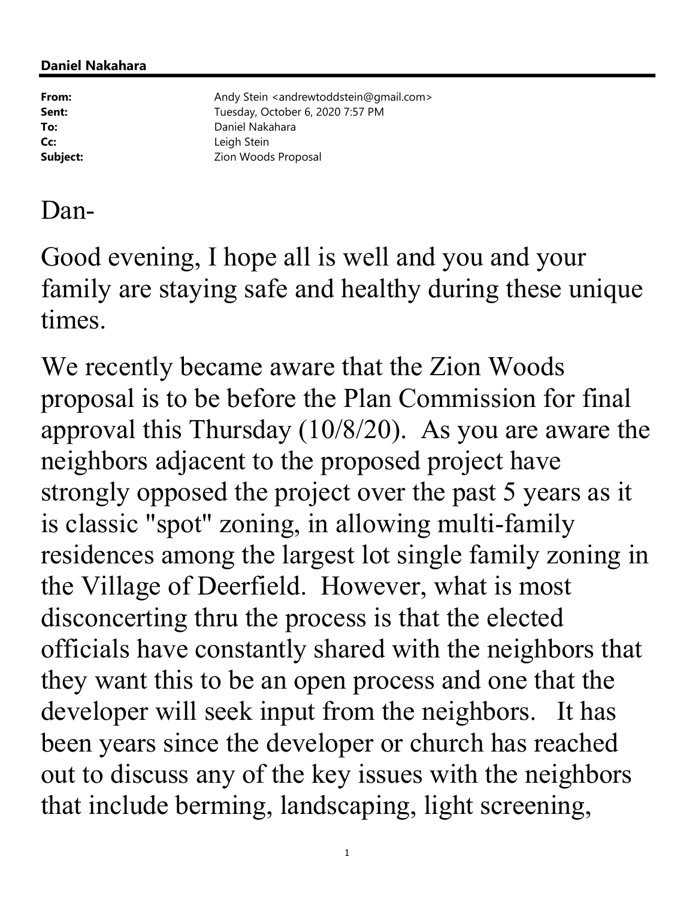**Daniel Nakahara**

---

| | |
|---|---|
| **From:** | Andy Stein <andrewtoddstein@gmail.com> |
| **Sent:** | Tuesday, October 6, 2020 7:57 PM |
| **To:** | Daniel Nakahara |
| **Cc:** | Leigh Stein |
| **Subject:** | Zion Woods Proposal |

Dan-

Good evening, I hope all is well and you and your family are staying safe and healthy during these unique times.

We recently became aware that the Zion Woods proposal is to be before the Plan Commission for final approval this Thursday (10/8/20). As you are aware the neighbors adjacent to the proposed project have strongly opposed the project over the past 5 years as it is classic "spot" zoning, in allowing multi-family residences among the largest lot single family zoning in the Village of Deerfield. However, what is most disconcerting thru the process is that the elected officials have constantly shared with the neighbors that they want this to be an open process and one that the developer will seek input from the neighbors. It has been years since the developer or church has reached out to discuss any of the key issues with the neighbors that include berming, landscaping, light screening,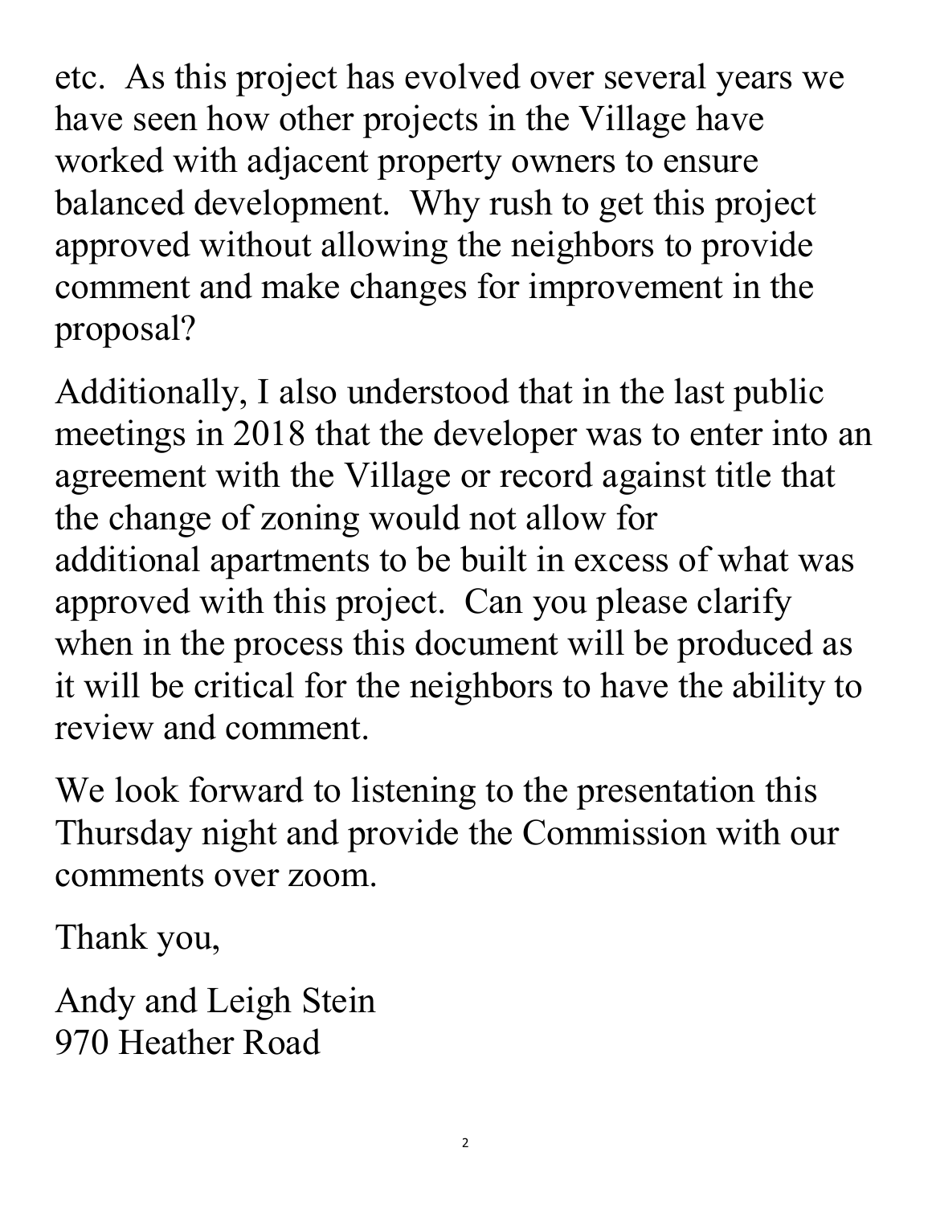etc. As this project has evolved over several years we have seen how other projects in the Village have worked with adjacent property owners to ensure balanced development. Why rush to get this project approved without allowing the neighbors to provide comment and make changes for improvement in the proposal?

Additionally, I also understood that in the last public meetings in 2018 that the developer was to enter into an agreement with the Village or record against title that the change of zoning would not allow for additional apartments to be built in excess of what was approved with this project. Can you please clarify when in the process this document will be produced as it will be critical for the neighbors to have the ability to review and comment.

We look forward to listening to the presentation this Thursday night and provide the Commission with our comments over zoom.

Thank you,

Andy and Leigh Stein
970 Heather Road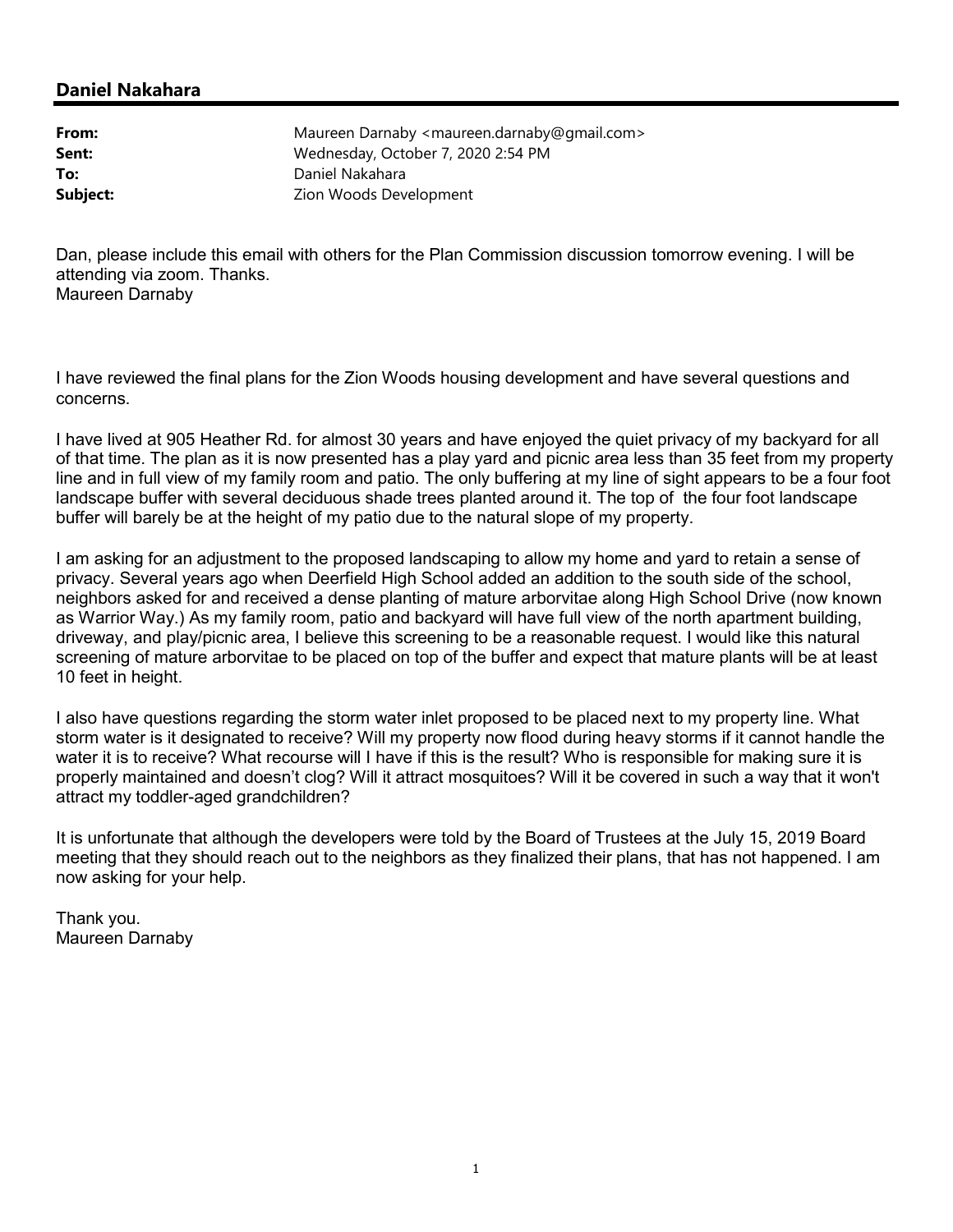**Daniel Nakahara**

| | |
|---|---|
| **From:** | Maureen Darnaby <maureen.darnaby@gmail.com> |
| **Sent:** | Wednesday, October 7, 2020 2:54 PM |
| **To:** | Daniel Nakahara |
| **Subject:** | Zion Woods Development |

Dan, please include this email with others for the Plan Commission discussion tomorrow evening. I will be attending via zoom. Thanks.
Maureen Darnaby

I have reviewed the final plans for the Zion Woods housing development and have several questions and concerns.

I have lived at 905 Heather Rd. for almost 30 years and have enjoyed the quiet privacy of my backyard for all of that time. The plan as it is now presented has a play yard and picnic area less than 35 feet from my property line and in full view of my family room and patio. The only buffering at my line of sight appears to be a four foot landscape buffer with several deciduous shade trees planted around it. The top of the four foot landscape buffer will barely be at the height of my patio due to the natural slope of my property.

I am asking for an adjustment to the proposed landscaping to allow my home and yard to retain a sense of privacy. Several years ago when Deerfield High School added an addition to the south side of the school, neighbors asked for and received a dense planting of mature arborvitae along High School Drive (now known as Warrior Way.) As my family room, patio and backyard will have full view of the north apartment building, driveway, and play/picnic area, I believe this screening to be a reasonable request. I would like this natural screening of mature arborvitae to be placed on top of the buffer and expect that mature plants will be at least 10 feet in height.

I also have questions regarding the storm water inlet proposed to be placed next to my property line. What storm water is it designated to receive? Will my property now flood during heavy storms if it cannot handle the water it is to receive? What recourse will I have if this is the result? Who is responsible for making sure it is properly maintained and doesn't clog? Will it attract mosquitoes? Will it be covered in such a way that it won't attract my toddler-aged grandchildren?

It is unfortunate that although the developers were told by the Board of Trustees at the July 15, 2019 Board meeting that they should reach out to the neighbors as they finalized their plans, that has not happened. I am now asking for your help.

Thank you.
Maureen Darnaby